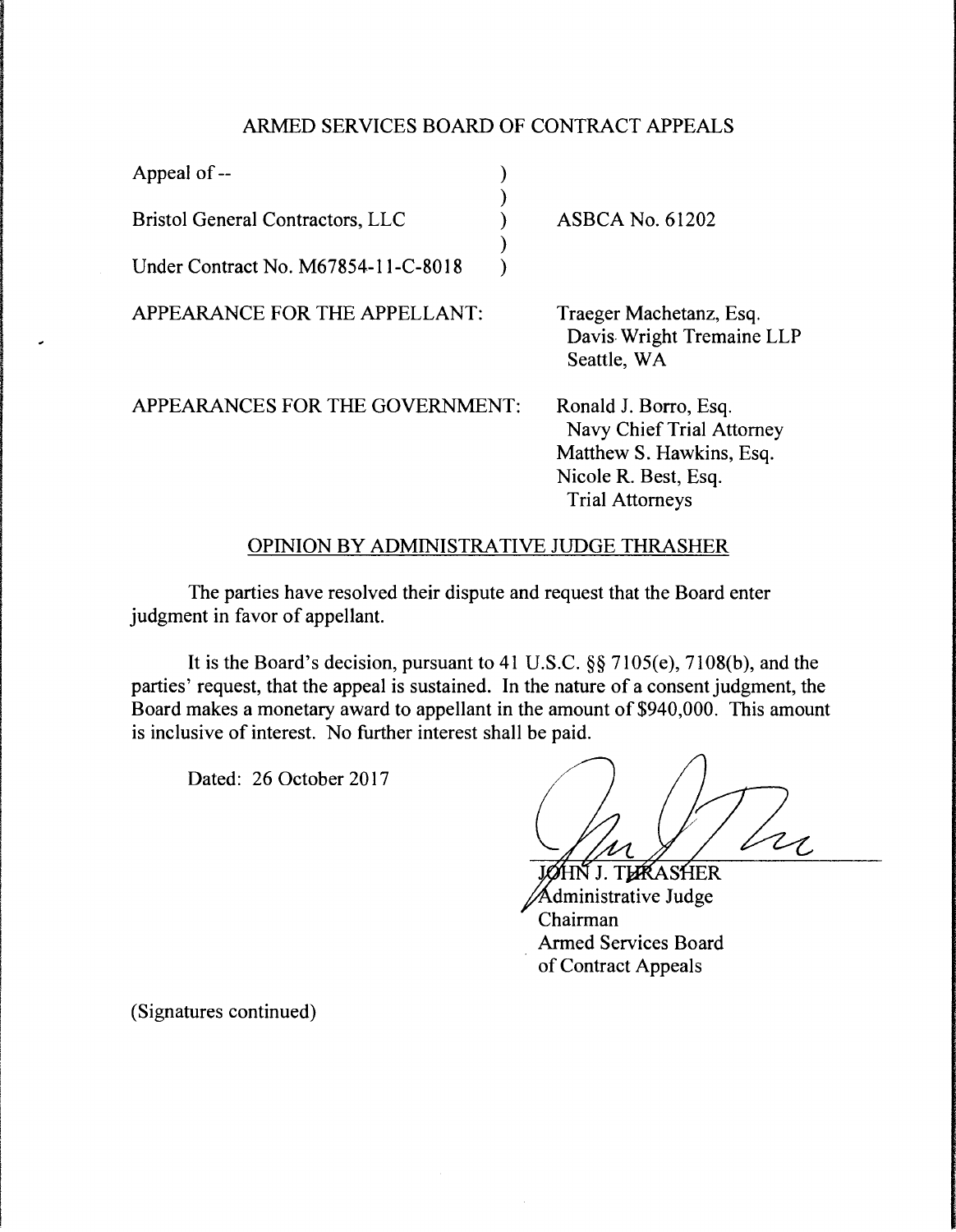ARMED SERVICES BOARD OF CONTRACT APPEALS

| | | |
|---|---|---|
| Appeal of -- | ) | |
| | ) | |
| Bristol General Contractors, LLC | ) | ASBCA No. 61202 |
| | ) | |
| Under Contract No. M67854-11-C-8018 | ) | |

APPEARANCE FOR THE APPELLANT: Traeger Machetanz, Esq.
Davis Wright Tremaine LLP
Seattle, WA

APPEARANCES FOR THE GOVERNMENT: Ronald J. Borro, Esq.
Navy Chief Trial Attorney
Matthew S. Hawkins, Esq.
Nicole R. Best, Esq.
Trial Attorneys

OPINION BY ADMINISTRATIVE JUDGE THRASHER

The parties have resolved their dispute and request that the Board enter judgment in favor of appellant.

It is the Board's decision, pursuant to 41 U.S.C. §§ 7105(e), 7108(b), and the parties' request, that the appeal is sustained. In the nature of a consent judgment, the Board makes a monetary award to appellant in the amount of $940,000. This amount is inclusive of interest. No further interest shall be paid.

Dated: 26 October 2017

JOHN J. THRASHER
Administrative Judge
Chairman
Armed Services Board
of Contract Appeals

(Signatures continued)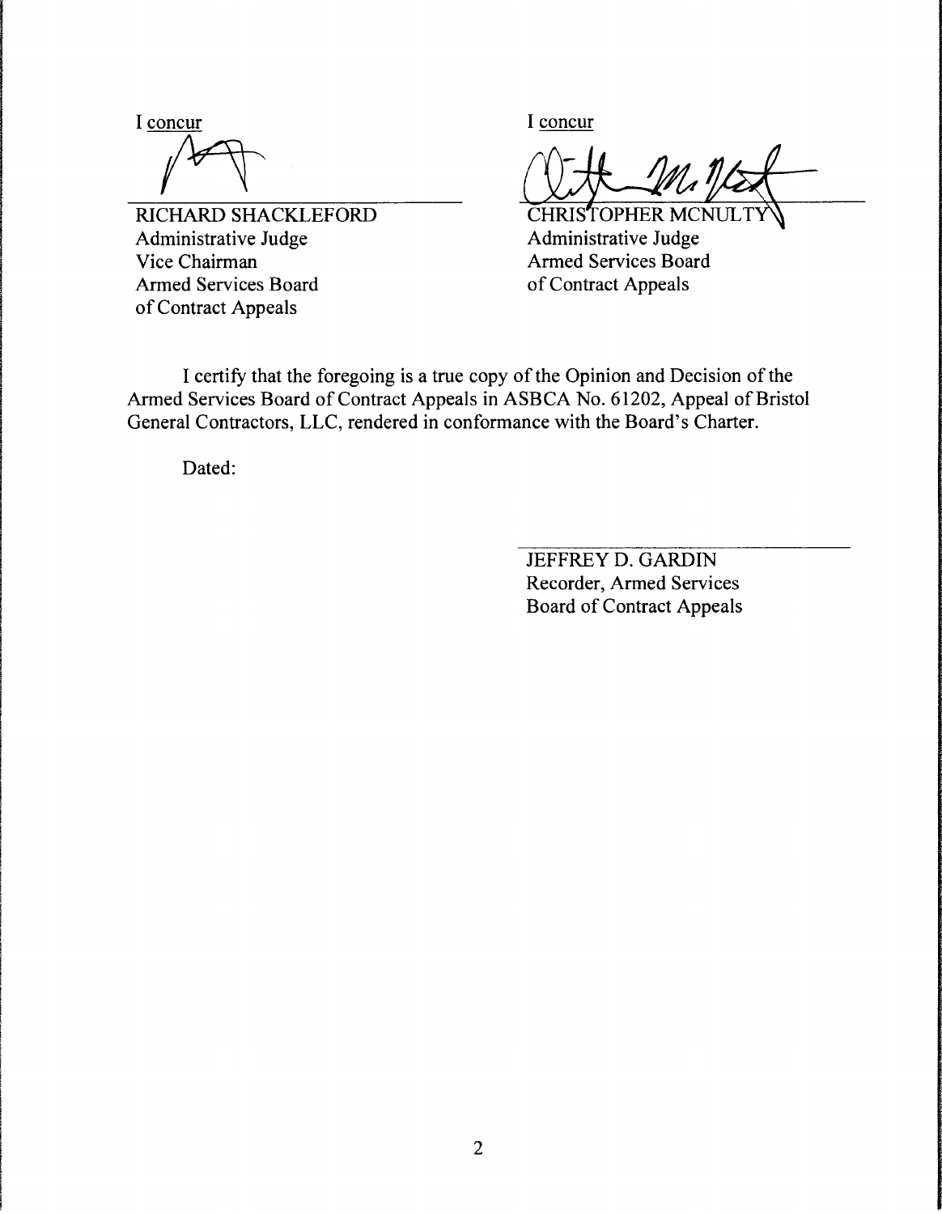I concur

RICHARD SHACKLEFORD
Administrative Judge
Vice Chairman
Armed Services Board
of Contract Appeals

I concur

CHRISTOPHER MCNULTY
Administrative Judge
Armed Services Board
of Contract Appeals

I certify that the foregoing is a true copy of the Opinion and Decision of the Armed Services Board of Contract Appeals in ASBCA No. 61202, Appeal of Bristol General Contractors, LLC, rendered in conformance with the Board's Charter.

Dated:

JEFFREY D. GARDIN
Recorder, Armed Services
Board of Contract Appeals